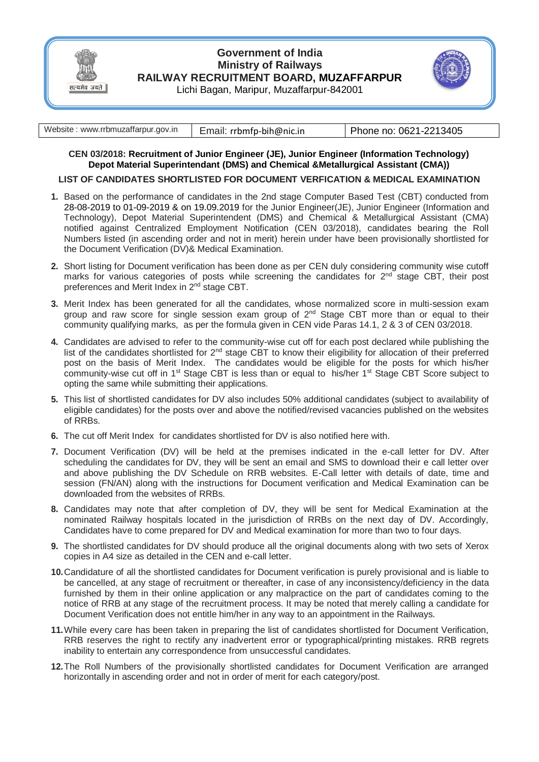# Government of India
## Ministry of Railways
## RAILWAY RECRUITMENT BOARD, MUZAFFARPUR
Lichi Bagan, Maripur, Muzaffarpur-842001

| Website : www.rrbmuzaffarpur.gov.in | Email: rrbmfp-bih@nic.in | Phone no: 0621-2213405 |
|---|---|---|

**CEN 03/2018: Recruitment of Junior Engineer (JE), Junior Engineer (Information Technology) Depot Material Superintendant (DMS) and Chemical &Metallurgical Assistant (CMA))**

**LIST OF CANDIDATES SHORTLISTED FOR DOCUMENT VERFICATION & MEDICAL EXAMINATION**

1. Based on the performance of candidates in the 2nd stage Computer Based Test (CBT) conducted from 28-08-2019 to 01-09-2019 & on 19.09.2019 for the Junior Engineer(JE), Junior Engineer (Information and Technology), Depot Material Superintendent (DMS) and Chemical & Metallurgical Assistant (CMA) notified against Centralized Employment Notification (CEN 03/2018), candidates bearing the Roll Numbers listed (in ascending order and not in merit) herein under have been provisionally shortlisted for the Document Verification (DV)& Medical Examination.
2. Short listing for Document verification has been done as per CEN duly considering community wise cutoff marks for various categories of posts while screening the candidates for 2nd stage CBT, their post preferences and Merit Index in 2nd stage CBT.
3. Merit Index has been generated for all the candidates, whose normalized score in multi-session exam group and raw score for single session exam group of 2nd Stage CBT more than or equal to their community qualifying marks, as per the formula given in CEN vide Paras 14.1, 2 & 3 of CEN 03/2018.
4. Candidates are advised to refer to the community-wise cut off for each post declared while publishing the list of the candidates shortlisted for 2nd stage CBT to know their eligibility for allocation of their preferred post on the basis of Merit Index. The candidates would be eligible for the posts for which his/her community-wise cut off in 1st Stage CBT is less than or equal to his/her 1st Stage CBT Score subject to opting the same while submitting their applications.
5. This list of shortlisted candidates for DV also includes 50% additional candidates (subject to availability of eligible candidates) for the posts over and above the notified/revised vacancies published on the websites of RRBs.
6. The cut off Merit Index for candidates shortlisted for DV is also notified here with.
7. Document Verification (DV) will be held at the premises indicated in the e-call letter for DV. After scheduling the candidates for DV, they will be sent an email and SMS to download their e call letter over and above publishing the DV Schedule on RRB websites. E-Call letter with details of date, time and session (FN/AN) along with the instructions for Document verification and Medical Examination can be downloaded from the websites of RRBs.
8. Candidates may note that after completion of DV, they will be sent for Medical Examination at the nominated Railway hospitals located in the jurisdiction of RRBs on the next day of DV. Accordingly, Candidates have to come prepared for DV and Medical examination for more than two to four days.
9. The shortlisted candidates for DV should produce all the original documents along with two sets of Xerox copies in A4 size as detailed in the CEN and e-call letter.
10. Candidature of all the shortlisted candidates for Document verification is purely provisional and is liable to be cancelled, at any stage of recruitment or thereafter, in case of any inconsistency/deficiency in the data furnished by them in their online application or any malpractice on the part of candidates coming to the notice of RRB at any stage of the recruitment process. It may be noted that merely calling a candidate for Document Verification does not entitle him/her in any way to an appointment in the Railways.
11. While every care has been taken in preparing the list of candidates shortlisted for Document Verification, RRB reserves the right to rectify any inadvertent error or typographical/printing mistakes. RRB regrets inability to entertain any correspondence from unsuccessful candidates.
12. The Roll Numbers of the provisionally shortlisted candidates for Document Verification are arranged horizontally in ascending order and not in order of merit for each category/post.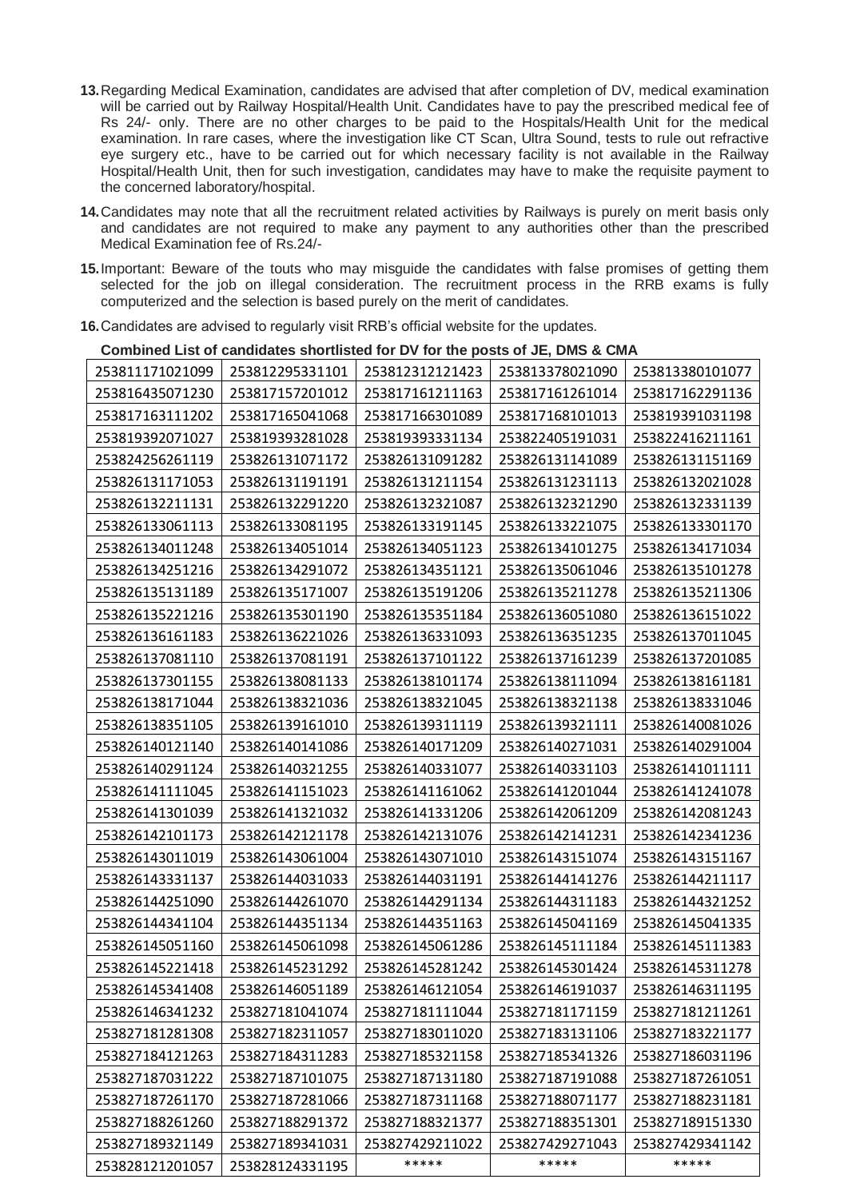13. Regarding Medical Examination, candidates are advised that after completion of DV, medical examination will be carried out by Railway Hospital/Health Unit. Candidates have to pay the prescribed medical fee of Rs 24/- only. There are no other charges to be paid to the Hospitals/Health Unit for the medical examination. In rare cases, where the investigation like CT Scan, Ultra Sound, tests to rule out refractive eye surgery etc., have to be carried out for which necessary facility is not available in the Railway Hospital/Health Unit, then for such investigation, candidates may have to make the requisite payment to the concerned laboratory/hospital.

14. Candidates may note that all the recruitment related activities by Railways is purely on merit basis only and candidates are not required to make any payment to any authorities other than the prescribed Medical Examination fee of Rs.24/-

15. Important: Beware of the touts who may misguide the candidates with false promises of getting them selected for the job on illegal consideration. The recruitment process in the RRB exams is fully computerized and the selection is based purely on the merit of candidates.

16. Candidates are advised to regularly visit RRB's official website for the updates.

**Combined List of candidates shortlisted for DV for the posts of JE, DMS & CMA**

| | | | | |
|---|---|---|---|---|
| 253811171021099 | 253812295331101 | 253812312121423 | 253813378021090 | 253813380101077 |
| 253816435071230 | 253817157201012 | 253817161211163 | 253817161261014 | 253817162291136 |
| 253817163111202 | 253817165041068 | 253817166301089 | 253817168101013 | 253819391031198 |
| 253819392071027 | 253819393281028 | 253819393331134 | 253822405191031 | 253822416211161 |
| 253824256261119 | 253826131071172 | 253826131091282 | 253826131141089 | 253826131151169 |
| 253826131171053 | 253826131191191 | 253826131211154 | 253826131231113 | 253826132021028 |
| 253826132211131 | 253826132291220 | 253826132321087 | 253826132321290 | 253826132331139 |
| 253826133061113 | 253826133081195 | 253826133191145 | 253826133221075 | 253826133301170 |
| 253826134011248 | 253826134051014 | 253826134051123 | 253826134101275 | 253826134171034 |
| 253826134251216 | 253826134291072 | 253826134351121 | 253826135061046 | 253826135101278 |
| 253826135131189 | 253826135171007 | 253826135191206 | 253826135211278 | 253826135211306 |
| 253826135221216 | 253826135301190 | 253826135351184 | 253826136051080 | 253826136151022 |
| 253826136161183 | 253826136221026 | 253826136331093 | 253826136351235 | 253826137011045 |
| 253826137081110 | 253826137081191 | 253826137101122 | 253826137161239 | 253826137201085 |
| 253826137301155 | 253826138081133 | 253826138101174 | 253826138111094 | 253826138161181 |
| 253826138171044 | 253826138321036 | 253826138321045 | 253826138321138 | 253826138331046 |
| 253826138351105 | 253826139161010 | 253826139311119 | 253826139321111 | 253826140081026 |
| 253826140121140 | 253826140141086 | 253826140171209 | 253826140271031 | 253826140291004 |
| 253826140291124 | 253826140321255 | 253826140331077 | 253826140331103 | 253826141011111 |
| 253826141111045 | 253826141151023 | 253826141161062 | 253826141201044 | 253826141241078 |
| 253826141301039 | 253826141321032 | 253826141331206 | 253826142061209 | 253826142081243 |
| 253826142101173 | 253826142121178 | 253826142131076 | 253826142141231 | 253826142341236 |
| 253826143011019 | 253826143061004 | 253826143071010 | 253826143151074 | 253826143151167 |
| 253826143331137 | 253826144031033 | 253826144031191 | 253826144141276 | 253826144211117 |
| 253826144251090 | 253826144261070 | 253826144291134 | 253826144311183 | 253826144321252 |
| 253826144341104 | 253826144351134 | 253826144351163 | 253826145041169 | 253826145041335 |
| 253826145051160 | 253826145061098 | 253826145061286 | 253826145111184 | 253826145111383 |
| 253826145221418 | 253826145231292 | 253826145281242 | 253826145301424 | 253826145311278 |
| 253826145341408 | 253826146051189 | 253826146121054 | 253826146191037 | 253826146311195 |
| 253826146341232 | 253827181041074 | 253827181111044 | 253827181171159 | 253827181211261 |
| 253827181281308 | 253827182311057 | 253827183011020 | 253827183131106 | 253827183221177 |
| 253827184121263 | 253827184311283 | 253827185321158 | 253827185341326 | 253827186031196 |
| 253827187031222 | 253827187101075 | 253827187131180 | 253827187191088 | 253827187261051 |
| 253827187261170 | 253827187281066 | 253827187311168 | 253827188071177 | 253827188231181 |
| 253827188261260 | 253827188291372 | 253827188321377 | 253827188351301 | 253827189151330 |
| 253827189321149 | 253827189341031 | 253827429211022 | 253827429271043 | 253827429341142 |
| 253828121201057 | 253828124331195 | ***** | ***** | ***** |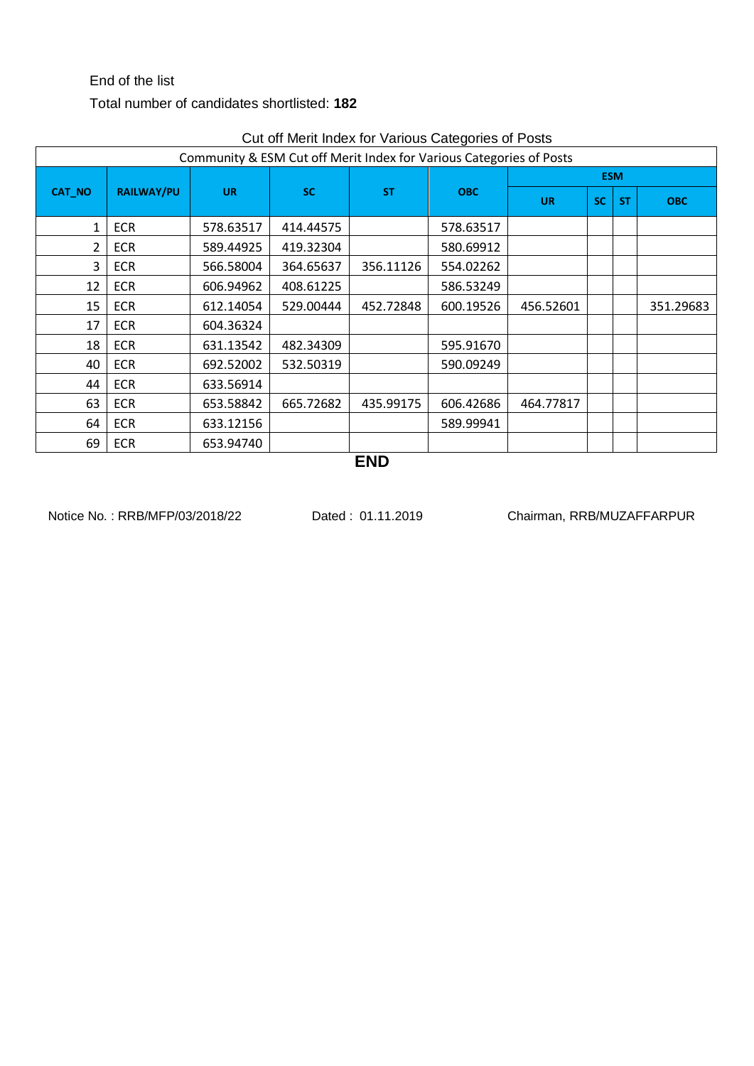End of the list

Total number of candidates shortlisted: **182**

Cut off Merit Index for Various Categories of Posts

| Community & ESM Cut off Merit Index for Various Categories of Posts | | | | | | | | | |
|---|---|---|---|---|---|---|---|---|---|
| CAT_NO | RAILWAY/PU | UR | SC | ST | OBC | ESM | | | |
| | | | | | | UR | SC | ST | OBC |
| 1 | ECR | 578.63517 | 414.44575 | | 578.63517 | | | | |
| 2 | ECR | 589.44925 | 419.32304 | | 580.69912 | | | | |
| 3 | ECR | 566.58004 | 364.65637 | 356.11126 | 554.02262 | | | | |
| 12 | ECR | 606.94962 | 408.61225 | | 586.53249 | | | | |
| 15 | ECR | 612.14054 | 529.00444 | 452.72848 | 600.19526 | 456.52601 | | | 351.29683 |
| 17 | ECR | 604.36324 | | | | | | | |
| 18 | ECR | 631.13542 | 482.34309 | | 595.91670 | | | | |
| 40 | ECR | 692.52002 | 532.50319 | | 590.09249 | | | | |
| 44 | ECR | 633.56914 | | | | | | | |
| 63 | ECR | 653.58842 | 665.72682 | 435.99175 | 606.42686 | 464.77817 | | | |
| 64 | ECR | 633.12156 | | | 589.99941 | | | | |
| 69 | ECR | 653.94740 | | | | | | | |

**END**

Notice No. : RRB/MFP/03/2018/22 Dated : 01.11.2019 Chairman, RRB/MUZAFFARPUR